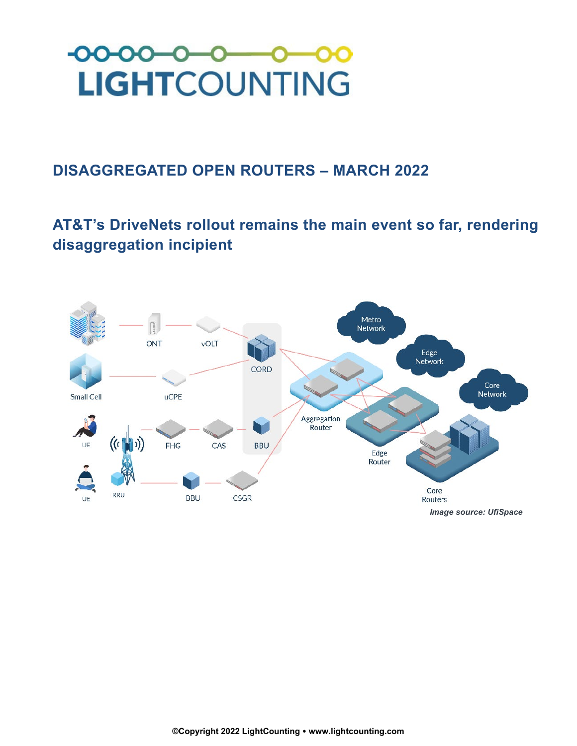# LIGHTCOUNTING

## DISAGGREGATED OPEN ROUTERS – MARCH 2022

## AT&T's DriveNets rollout remains the main event so far, rendering disaggregation incipient

*Image source: UfiSpace*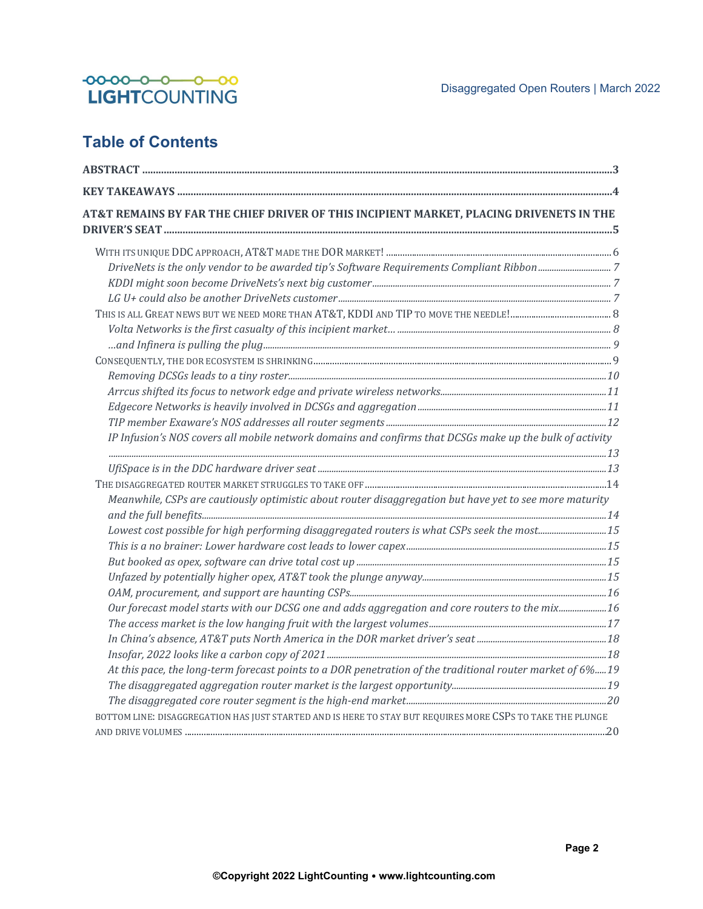## Table of Contents

**ABSTRACT** ..... 3

**KEY TAKEAWAYS** ..... 4

**AT&T REMAINS BY FAR THE CHIEF DRIVER OF THIS INCIPIENT MARKET, PLACING DRIVENETS IN THE DRIVER'S SEAT** ..... 5

- WITH ITS UNIQUE DDC APPROACH, AT&T MADE THE DOR MARKET! ..... 6
  - *DriveNets is the only vendor to be awarded tip's Software Requirements Compliant Ribbon* ..... 7
  - *KDDI might soon become DriveNets's next big customer* ..... 7
  - *LG U+ could also be another DriveNets customer* ..... 7
- THIS IS ALL GREAT NEWS BUT WE NEED MORE THAN AT&T, KDDI AND TIP TO MOVE THE NEEDLE! ..... 8
  - *Volta Networks is the first casualty of this incipient market…* ..... 8
  - *…and Infinera is pulling the plug* ..... 9
- CONSEQUENTLY, THE DOR ECOSYSTEM IS SHRINKING ..... 9
  - *Removing DCSGs leads to a tiny roster* ..... 10
  - *Arrcus shifted its focus to network edge and private wireless networks* ..... 11
  - *Edgecore Networks is heavily involved in DCSGs and aggregation* ..... 11
  - *TIP member Exaware's NOS addresses all router segments* ..... 12
  - *IP Infusion's NOS covers all mobile network domains and confirms that DCSGs make up the bulk of activity* ..... 13
  - *UfiSpace is in the DDC hardware driver seat* ..... 13
- THE DISAGGREGATED ROUTER MARKET STRUGGLES TO TAKE OFF ..... 14
  - *Meanwhile, CSPs are cautiously optimistic about router disaggregation but have yet to see more maturity and the full benefits* ..... 14
  - *Lowest cost possible for high performing disaggregated routers is what CSPs seek the most* ..... 15
  - *This is a no brainer: Lower hardware cost leads to lower capex* ..... 15
  - *But booked as opex, software can drive total cost up* ..... 15
  - *Unfazed by potentially higher opex, AT&T took the plunge anyway* ..... 15
  - *OAM, procurement, and support are haunting CSPs* ..... 16
  - *Our forecast model starts with our DCSG one and adds aggregation and core routers to the mix* ..... 16
  - *The access market is the low hanging fruit with the largest volumes* ..... 17
  - *In China's absence, AT&T puts North America in the DOR market driver's seat* ..... 18
  - *Insofar, 2022 looks like a carbon copy of 2021* ..... 18
  - *At this pace, the long-term forecast points to a DOR penetration of the traditional router market of 6%* ..... 19
  - *The disaggregated aggregation router market is the largest opportunity* ..... 19
  - *The disaggregated core router segment is the high-end market* ..... 20
- BOTTOM LINE: DISAGGREGATION HAS JUST STARTED AND IS HERE TO STAY BUT REQUIRES MORE CSPS TO TAKE THE PLUNGE AND DRIVE VOLUMES ..... 20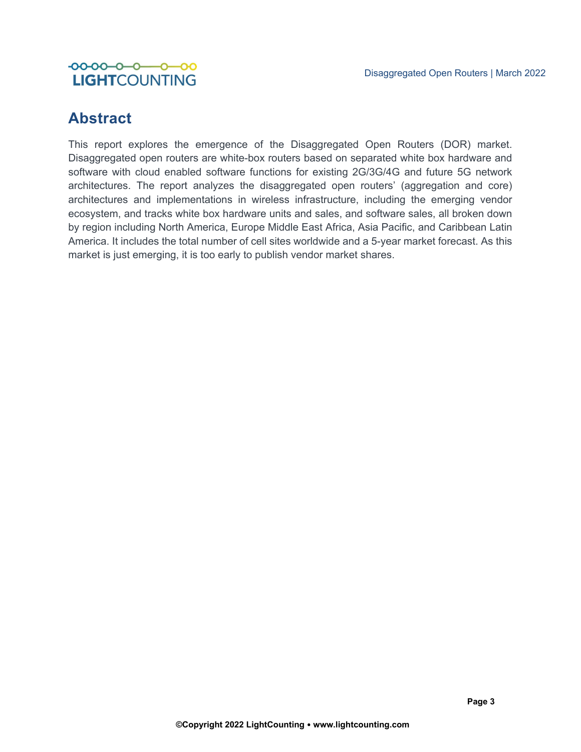## Abstract

This report explores the emergence of the Disaggregated Open Routers (DOR) market. Disaggregated open routers are white-box routers based on separated white box hardware and software with cloud enabled software functions for existing 2G/3G/4G and future 5G network architectures. The report analyzes the disaggregated open routers' (aggregation and core) architectures and implementations in wireless infrastructure, including the emerging vendor ecosystem, and tracks white box hardware units and sales, and software sales, all broken down by region including North America, Europe Middle East Africa, Asia Pacific, and Caribbean Latin America. It includes the total number of cell sites worldwide and a 5-year market forecast. As this market is just emerging, it is too early to publish vendor market shares.